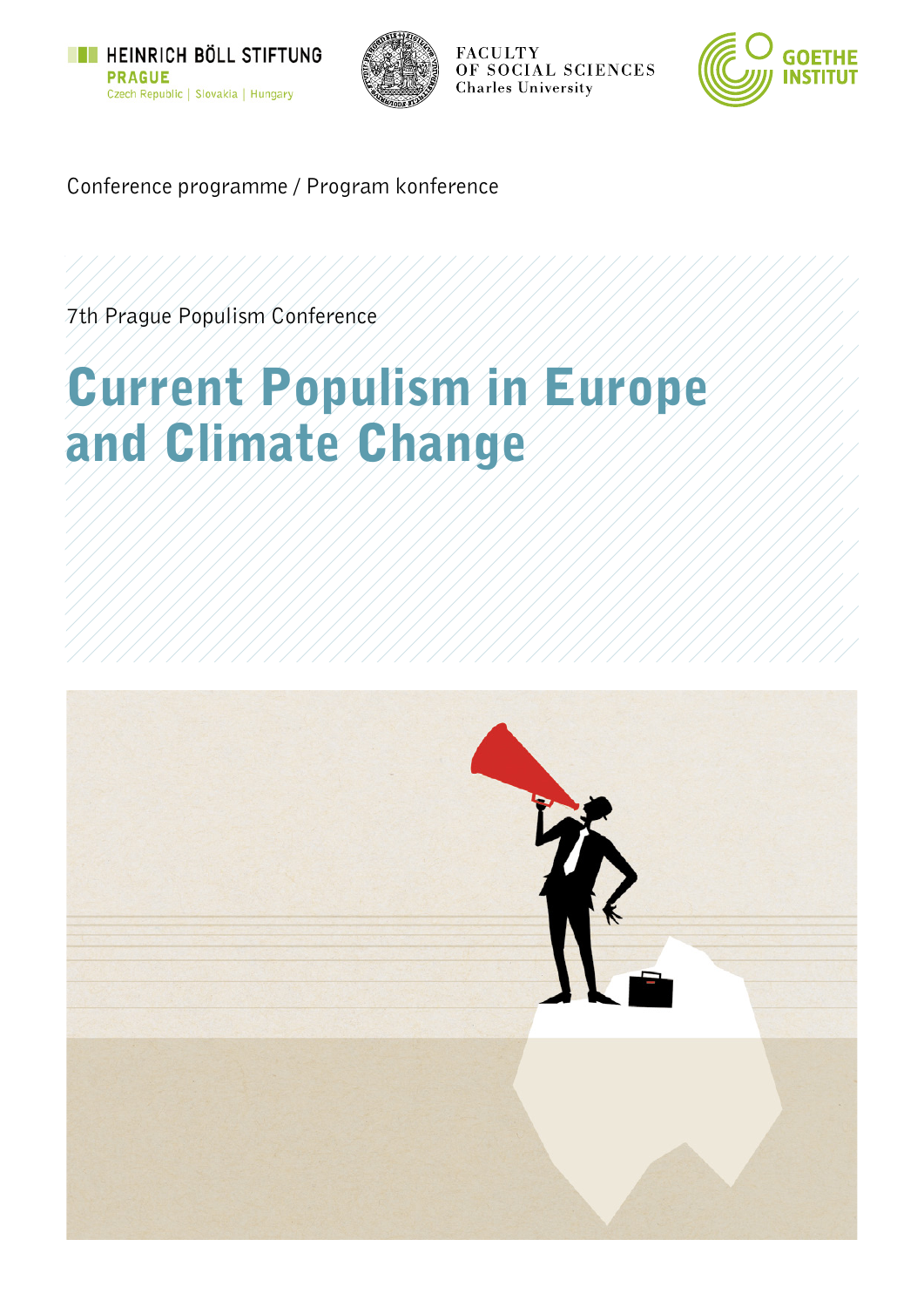HEINRICH BÖLL STIFTUNG
PRAGUE
Czech Republic | Slovakia | Hungary

FACULTY
OF SOCIAL SCIENCES
Charles University

GOETHE
INSTITUT

Conference programme / Program konference

7th Prague Populism Conference

# Current Populism in Europe and Climate Change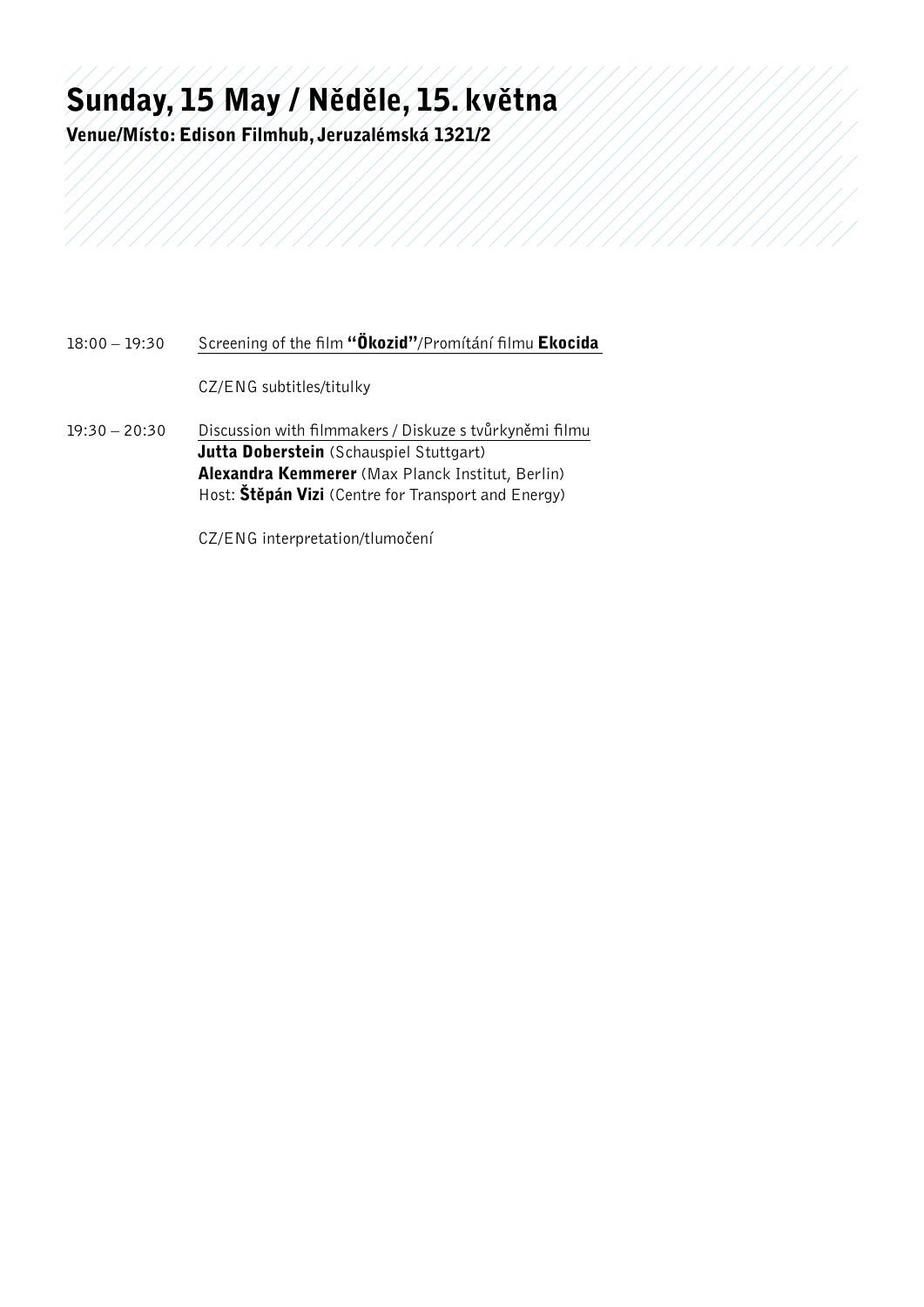# Sunday, 15 May / Něděle, 15. května

**Venue/Místo: Edison Filmhub, Jeruzalémská 1321/2**

18:00 – 19:30 Screening of the film **"Ökozid"**/Promítání filmu **Ekocida**

CZ/ENG subtitles/titulky

19:30 – 20:30 Discussion with filmmakers / Diskuze s tvůrkyněmi filmu

**Jutta Doberstein** (Schauspiel Stuttgart)
**Alexandra Kemmerer** (Max Planck Institut, Berlin)
Host: **Štěpán Vizi** (Centre for Transport and Energy)

CZ/ENG interpretation/tlumočení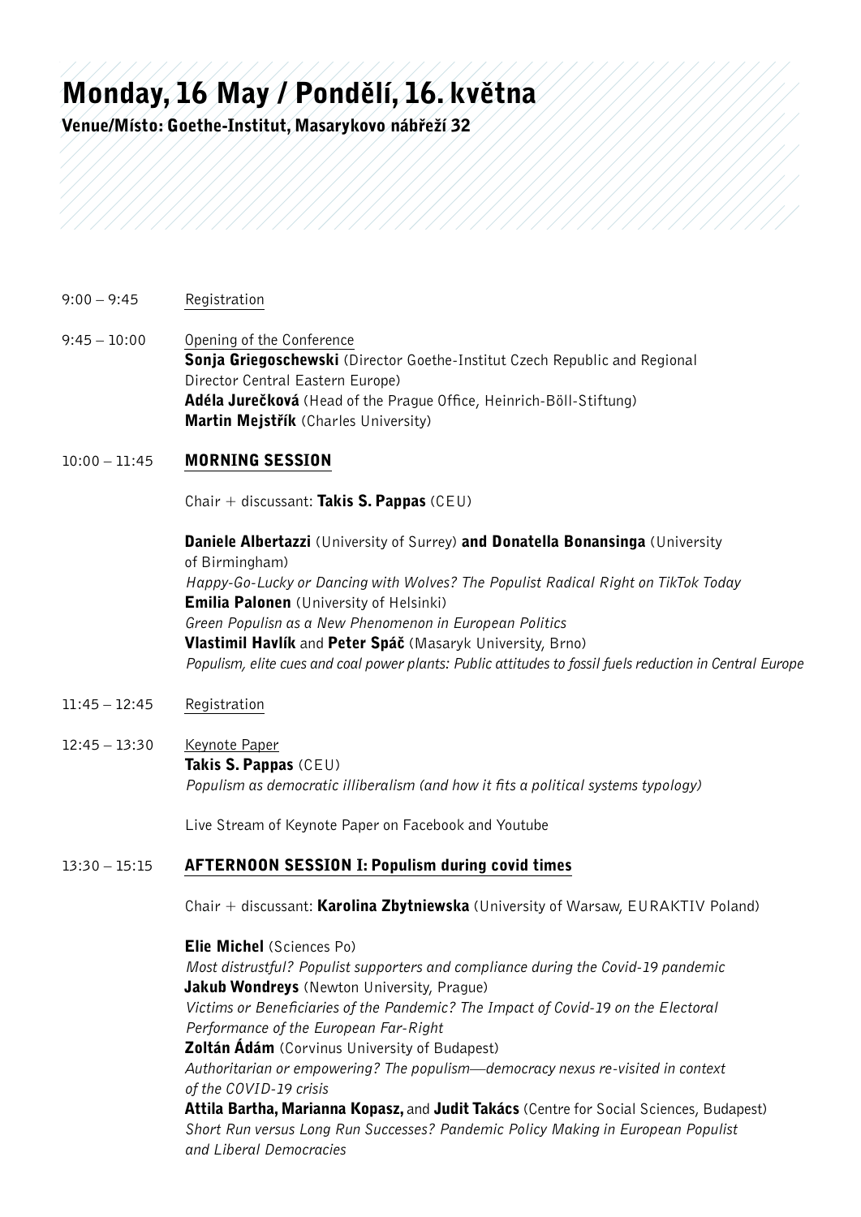# Monday, 16 May / Pondělí, 16. května

**Venue/Místo: Goethe-Institut, Masarykovo nábřeží 32**

9:00 – 9:45 Registration

9:45 – 10:00 Opening of the Conference
**Sonja Griegoschewski** (Director Goethe-Institut Czech Republic and Regional Director Central Eastern Europe)
**Adéla Jurečková** (Head of the Prague Office, Heinrich-Böll-Stiftung)
**Martin Mejstřík** (Charles University)

10:00 – 11:45 **MORNING SESSION**

Chair + discussant: **Takis S. Pappas** (CEU)

**Daniele Albertazzi** (University of Surrey) **and Donatella Bonansinga** (University of Birmingham)
*Happy-Go-Lucky or Dancing with Wolves? The Populist Radical Right on TikTok Today*
**Emilia Palonen** (University of Helsinki)
*Green Populisn as a New Phenomenon in European Politics*
**Vlastimil Havlík** and **Peter Spáč** (Masaryk University, Brno)
*Populism, elite cues and coal power plants: Public attitudes to fossil fuels reduction in Central Europe*

11:45 – 12:45 Registration

12:45 – 13:30 Keynote Paper
**Takis S. Pappas** (CEU)
*Populism as democratic illiberalism (and how it fits a political systems typology)*

Live Stream of Keynote Paper on Facebook and Youtube

13:30 – 15:15 **AFTERNOON SESSION I: Populism during covid times**

Chair + discussant: **Karolina Zbytniewska** (University of Warsaw, EURAKTIV Poland)

**Elie Michel** (Sciences Po)
*Most distrustful? Populist supporters and compliance during the Covid-19 pandemic*
**Jakub Wondreys** (Newton University, Prague)
*Victims or Beneficiaries of the Pandemic? The Impact of Covid-19 on the Electoral Performance of the European Far-Right*
**Zoltán Ádám** (Corvinus University of Budapest)
*Authoritarian or empowering? The populism—democracy nexus re-visited in context of the COVID-19 crisis*
**Attila Bartha, Marianna Kopasz,** and **Judit Takács** (Centre for Social Sciences, Budapest)
*Short Run versus Long Run Successes? Pandemic Policy Making in European Populist and Liberal Democracies*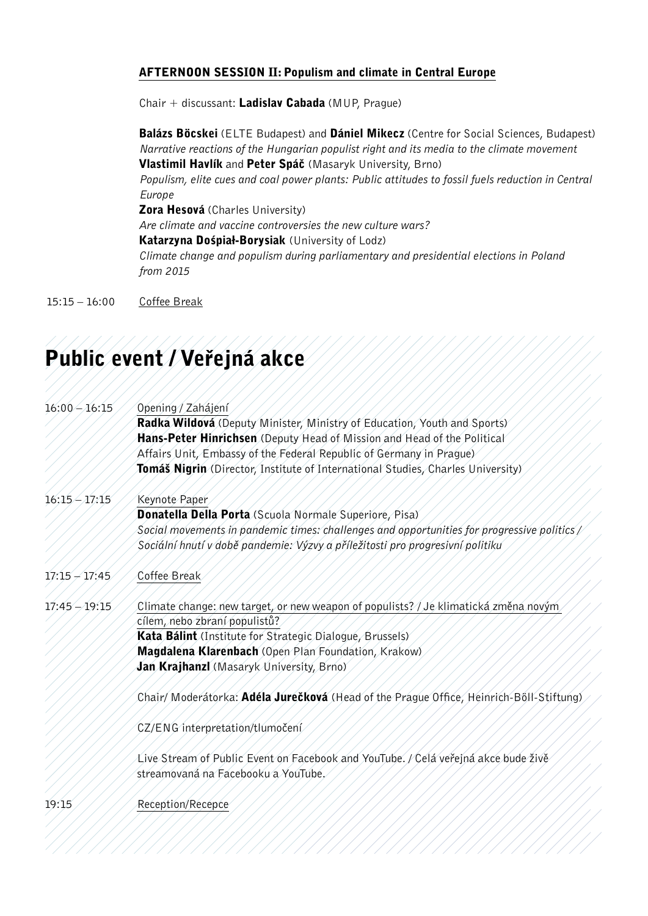### AFTERNOON SESSION II: Populism and climate in Central Europe

Chair + discussant: **Ladislav Cabada** (MUP, Prague)

**Balázs Böcskei** (ELTE Budapest) and **Dániel Mikecz** (Centre for Social Sciences, Budapest)
*Narrative reactions of the Hungarian populist right and its media to the climate movement*

**Vlastimil Havlík** and **Peter Spáč** (Masaryk University, Brno)
*Populism, elite cues and coal power plants: Public attitudes to fossil fuels reduction in Central Europe*

**Zora Hesová** (Charles University)
*Are climate and vaccine controversies the new culture wars?*

**Katarzyna Dośpiał-Borysiak** (University of Lodz)
*Climate change and populism during parliamentary and presidential elections in Poland from 2015*

15:15 – 16:00 Coffee Break

# Public event / Veřejná akce

**16:00 – 16:15** Opening / Zahájení

**Radka Wildová** (Deputy Minister, Ministry of Education, Youth and Sports)
**Hans-Peter Hinrichsen** (Deputy Head of Mission and Head of the Political Affairs Unit, Embassy of the Federal Republic of Germany in Prague)
**Tomáš Nigrin** (Director, Institute of International Studies, Charles University)

**16:15 – 17:15** Keynote Paper

**Donatella Della Porta** (Scuola Normale Superiore, Pisa)
*Social movements in pandemic times: challenges and opportunities for progressive politics / Sociální hnutí v době pandemie: Výzvy a příležitosti pro progresivní politiku*

**17:15 – 17:45** Coffee Break

**17:45 – 19:15** Climate change: new target, or new weapon of populists? / Je klimatická změna novým cílem, nebo zbraní populistů?

**Kata Bálint** (Institute for Strategic Dialogue, Brussels)
**Magdalena Klarenbach** (Open Plan Foundation, Krakow)
**Jan Krajhanzl** (Masaryk University, Brno)

Chair/ Moderátorka: **Adéla Jurečková** (Head of the Prague Office, Heinrich-Böll-Stiftung)

CZ/ENG interpretation/tlumočení

Live Stream of Public Event on Facebook and YouTube. / Celá veřejná akce bude živě streamovaná na Facebooku a YouTube.

**19:15** Reception/Recepce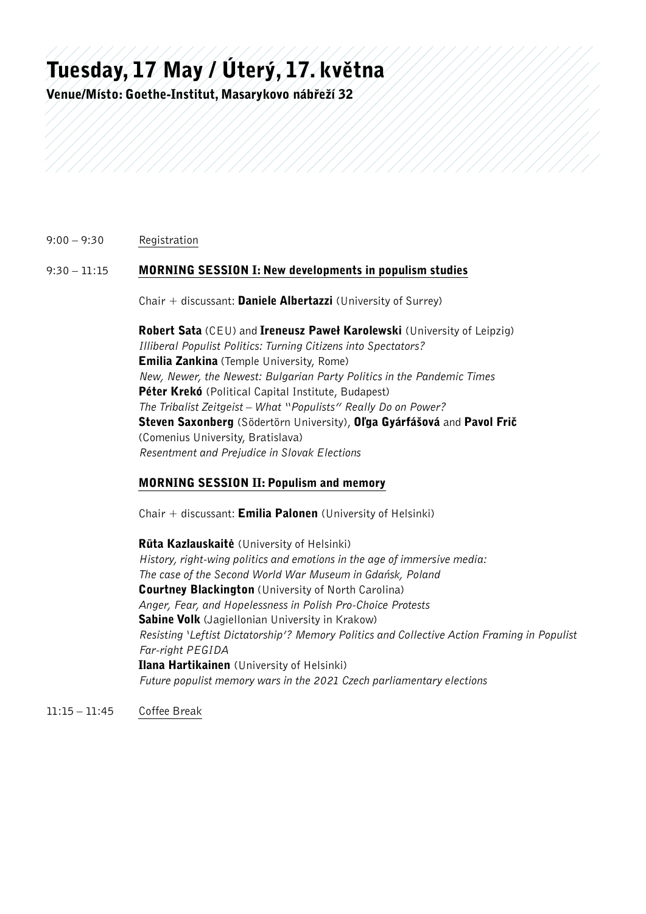# Tuesday, 17 May / Úterý, 17. května

**Venue/Místo: Goethe-Institut, Masarykovo nábřeží 32**

9:00 – 9:30 Registration

9:30 – 11:15 **MORNING SESSION I: New developments in populism studies**

Chair + discussant: **Daniele Albertazzi** (University of Surrey)

**Robert Sata** (CEU) and **Ireneusz Paweł Karolewski** (University of Leipzig)
*Illiberal Populist Politics: Turning Citizens into Spectators?*
**Emilia Zankina** (Temple University, Rome)
*New, Newer, the Newest: Bulgarian Party Politics in the Pandemic Times*
**Péter Krekó** (Political Capital Institute, Budapest)
*The Tribalist Zeitgeist – What "Populists" Really Do on Power?*
**Steven Saxonberg** (Södertörn University), **Oľga Gyárfášová** and **Pavol Frič** (Comenius University, Bratislava)
*Resentment and Prejudice in Slovak Elections*

**MORNING SESSION II: Populism and memory**

Chair + discussant: **Emilia Palonen** (University of Helsinki)

**Rūta Kazlauskaitė** (University of Helsinki)
*History, right-wing politics and emotions in the age of immersive media: The case of the Second World War Museum in Gdańsk, Poland*
**Courtney Blackington** (University of North Carolina)
*Anger, Fear, and Hopelessness in Polish Pro-Choice Protests*
**Sabine Volk** (Jagiellonian University in Krakow)
*Resisting 'Leftist Dictatorship'? Memory Politics and Collective Action Framing in Populist Far-right PEGIDA*
**Ilana Hartikainen** (University of Helsinki)
*Future populist memory wars in the 2021 Czech parliamentary elections*

11:15 – 11:45 Coffee Break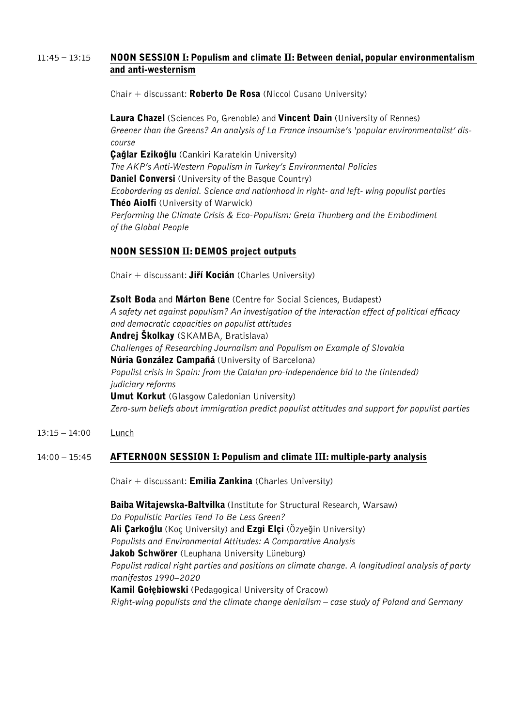11:45 – 13:15 **NOON SESSION I: Populism and climate II: Between denial, popular environmentalism and anti-westernism**

Chair + discussant: **Roberto De Rosa** (Niccol Cusano University)

**Laura Chazel** (Sciences Po, Grenoble) and **Vincent Dain** (University of Rennes)
*Greener than the Greens? An analysis of La France insoumise's 'popular environmentalist' discourse*

**Çağlar Ezikoğlu** (Cankiri Karatekin University)
*The AKP's Anti-Western Populism in Turkey's Environmental Policies*

**Daniel Conversi** (University of the Basque Country)
*Ecobordering as denial. Science and nationhood in right- and left- wing populist parties*

**Théo Aiolfi** (University of Warwick)
*Performing the Climate Crisis & Eco-Populism: Greta Thunberg and the Embodiment of the Global People*

**NOON SESSION II: DEMOS project outputs**

Chair + discussant: **Jiří Kocián** (Charles University)

**Zsolt Boda** and **Márton Bene** (Centre for Social Sciences, Budapest)
*A safety net against populism? An investigation of the interaction effect of political efficacy and democratic capacities on populist attitudes*

**Andrej Školkay** (SKAMBA, Bratislava)
*Challenges of Researching Journalism and Populism on Example of Slovakia*

**Núria González Campañá** (University of Barcelona)
*Populist crisis in Spain: from the Catalan pro-independence bid to the (intended) judiciary reforms*

**Umut Korkut** (Glasgow Caledonian University)
*Zero-sum beliefs about immigration predict populist attitudes and support for populist parties*

13:15 – 14:00 Lunch

14:00 – 15:45 **AFTERNOON SESSION I: Populism and climate III: multiple-party analysis**

Chair + discussant: **Emilia Zankina** (Charles University)

**Baiba Witajewska-Baltvilka** (Institute for Structural Research, Warsaw)
*Do Populistic Parties Tend To Be Less Green?*

**Ali Çarkoğlu** (Koç University) and **Ezgi Elçi** (Özyeğin University)
*Populists and Environmental Attitudes: A Comparative Analysis*

**Jakob Schwörer** (Leuphana University Lüneburg)
*Populist radical right parties and positions on climate change. A longitudinal analysis of party manifestos 1990–2020*

**Kamil Gołębiowski** (Pedagogical University of Cracow)
*Right-wing populists and the climate change denialism – case study of Poland and Germany*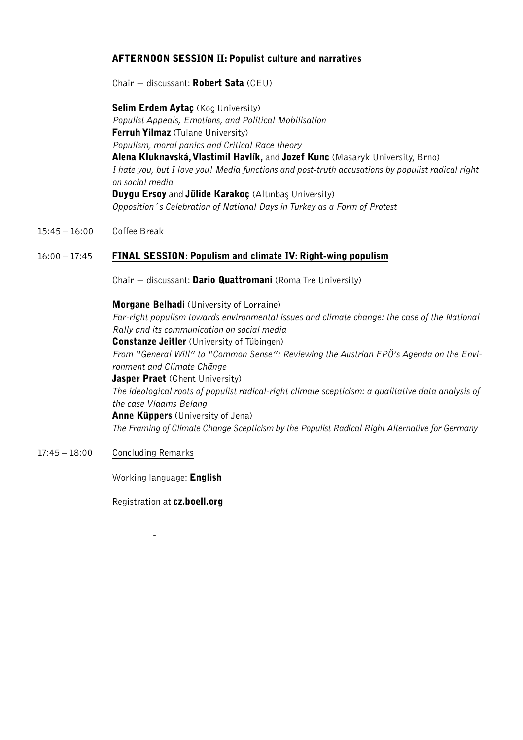## AFTERNOON SESSION II: Populist culture and narratives

Chair + discussant: **Robert Sata** (CEU)

**Selim Erdem Aytaç** (Koç University)
*Populist Appeals, Emotions, and Political Mobilisation*
**Ferruh Yilmaz** (Tulane University)
*Populism, moral panics and Critical Race theory*
**Alena Kluknavská, Vlastimil Havlík,** and **Jozef Kunc** (Masaryk University, Brno)
*I hate you, but I love you! Media functions and post-truth accusations by populist radical right on social media*
**Duygu Ersoy** and **Jülide Karakoç** (Altınbaş University)
*Opposition´s Celebration of National Days in Turkey as a Form of Protest*

15:45 – 16:00 Coffee Break

## 16:00 – 17:45 FINAL SESSION: Populism and climate IV: Right-wing populism

Chair + discussant: **Dario Quattromani** (Roma Tre University)

**Morgane Belhadi** (University of Lorraine)
*Far-right populism towards environmental issues and climate change: the case of the National Rally and its communication on social media*
**Constanze Jeitler** (University of Tübingen)
*From "General Will" to "Common Sense": Reviewing the Austrian FPÖ's Agenda on the Environment and Climate Chãnge*
**Jasper Praet** (Ghent University)
*The ideological roots of populist radical-right climate scepticism: a qualitative data analysis of the case Vlaams Belang*
**Anne Küppers** (University of Jena)
*The Framing of Climate Change Scepticism by the Populist Radical Right Alternative for Germany*

17:45 – 18:00 Concluding Remarks

Working language: **English**

Registration at **cz.boell.org**